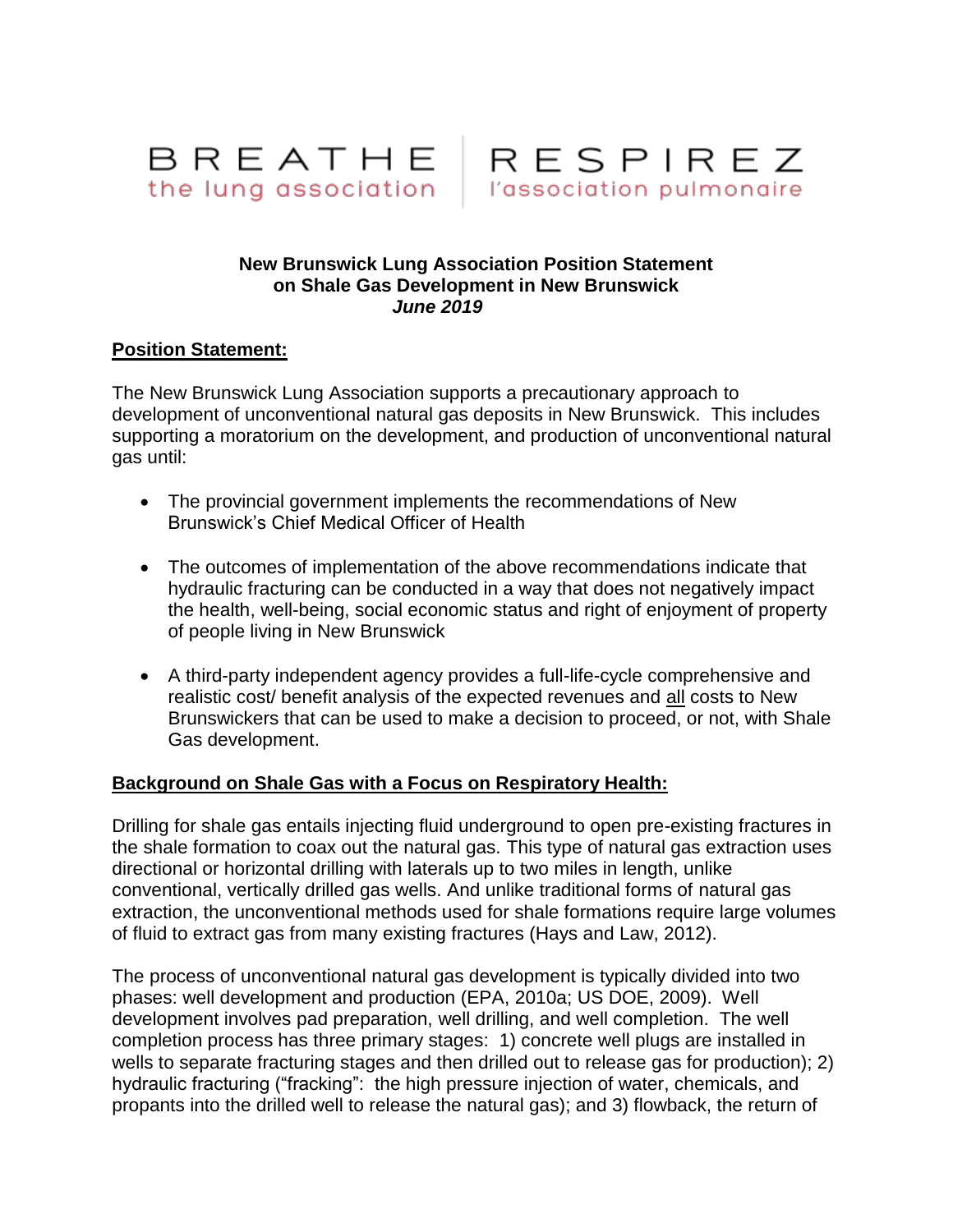BREATHE the lung association | RESPIREZ l'association pulmonaire

**New Brunswick Lung Association Position Statement on Shale Gas Development in New Brunswick**
***June 2019***

## Position Statement:

The New Brunswick Lung Association supports a precautionary approach to development of unconventional natural gas deposits in New Brunswick. This includes supporting a moratorium on the development, and production of unconventional natural gas until:

- The provincial government implements the recommendations of New Brunswick's Chief Medical Officer of Health
- The outcomes of implementation of the above recommendations indicate that hydraulic fracturing can be conducted in a way that does not negatively impact the health, well-being, social economic status and right of enjoyment of property of people living in New Brunswick
- A third-party independent agency provides a full-life-cycle comprehensive and realistic cost/ benefit analysis of the expected revenues and <u>all</u> costs to New Brunswickers that can be used to make a decision to proceed, or not, with Shale Gas development.

## Background on Shale Gas with a Focus on Respiratory Health:

Drilling for shale gas entails injecting fluid underground to open pre-existing fractures in the shale formation to coax out the natural gas. This type of natural gas extraction uses directional or horizontal drilling with laterals up to two miles in length, unlike conventional, vertically drilled gas wells. And unlike traditional forms of natural gas extraction, the unconventional methods used for shale formations require large volumes of fluid to extract gas from many existing fractures (Hays and Law, 2012).

The process of unconventional natural gas development is typically divided into two phases: well development and production (EPA, 2010a; US DOE, 2009). Well development involves pad preparation, well drilling, and well completion. The well completion process has three primary stages: 1) concrete well plugs are installed in wells to separate fracturing stages and then drilled out to release gas for production); 2) hydraulic fracturing ("fracking": the high pressure injection of water, chemicals, and propants into the drilled well to release the natural gas); and 3) flowback, the return of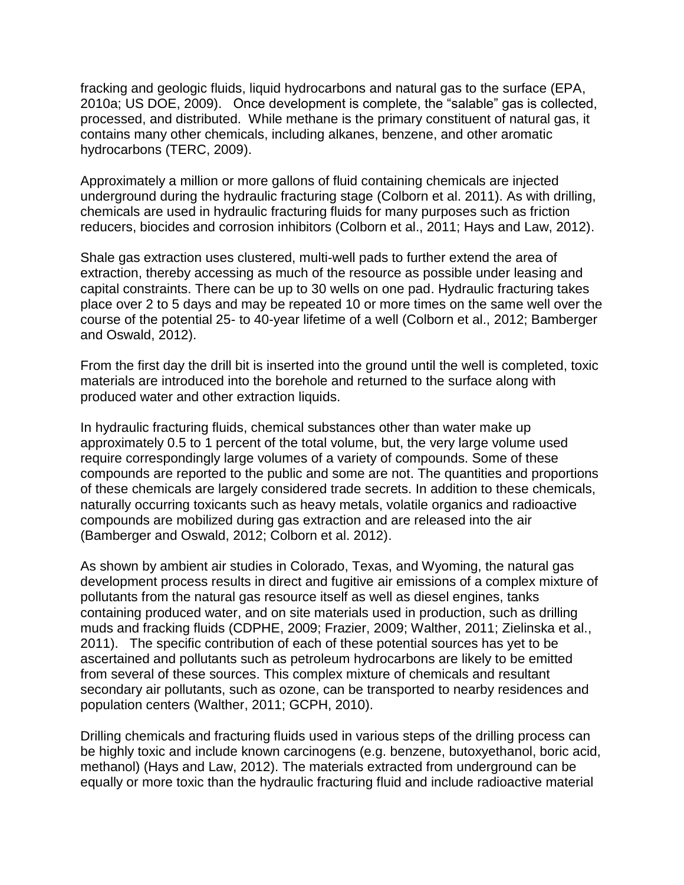fracking and geologic fluids, liquid hydrocarbons and natural gas to the surface (EPA, 2010a; US DOE, 2009). Once development is complete, the "salable" gas is collected, processed, and distributed. While methane is the primary constituent of natural gas, it contains many other chemicals, including alkanes, benzene, and other aromatic hydrocarbons (TERC, 2009).

Approximately a million or more gallons of fluid containing chemicals are injected underground during the hydraulic fracturing stage (Colborn et al. 2011). As with drilling, chemicals are used in hydraulic fracturing fluids for many purposes such as friction reducers, biocides and corrosion inhibitors (Colborn et al., 2011; Hays and Law, 2012).

Shale gas extraction uses clustered, multi-well pads to further extend the area of extraction, thereby accessing as much of the resource as possible under leasing and capital constraints. There can be up to 30 wells on one pad. Hydraulic fracturing takes place over 2 to 5 days and may be repeated 10 or more times on the same well over the course of the potential 25- to 40-year lifetime of a well (Colborn et al., 2012; Bamberger and Oswald, 2012).

From the first day the drill bit is inserted into the ground until the well is completed, toxic materials are introduced into the borehole and returned to the surface along with produced water and other extraction liquids.

In hydraulic fracturing fluids, chemical substances other than water make up approximately 0.5 to 1 percent of the total volume, but, the very large volume used require correspondingly large volumes of a variety of compounds. Some of these compounds are reported to the public and some are not. The quantities and proportions of these chemicals are largely considered trade secrets. In addition to these chemicals, naturally occurring toxicants such as heavy metals, volatile organics and radioactive compounds are mobilized during gas extraction and are released into the air (Bamberger and Oswald, 2012; Colborn et al. 2012).

As shown by ambient air studies in Colorado, Texas, and Wyoming, the natural gas development process results in direct and fugitive air emissions of a complex mixture of pollutants from the natural gas resource itself as well as diesel engines, tanks containing produced water, and on site materials used in production, such as drilling muds and fracking fluids (CDPHE, 2009; Frazier, 2009; Walther, 2011; Zielinska et al., 2011). The specific contribution of each of these potential sources has yet to be ascertained and pollutants such as petroleum hydrocarbons are likely to be emitted from several of these sources. This complex mixture of chemicals and resultant secondary air pollutants, such as ozone, can be transported to nearby residences and population centers (Walther, 2011; GCPH, 2010).

Drilling chemicals and fracturing fluids used in various steps of the drilling process can be highly toxic and include known carcinogens (e.g. benzene, butoxyethanol, boric acid, methanol) (Hays and Law, 2012). The materials extracted from underground can be equally or more toxic than the hydraulic fracturing fluid and include radioactive material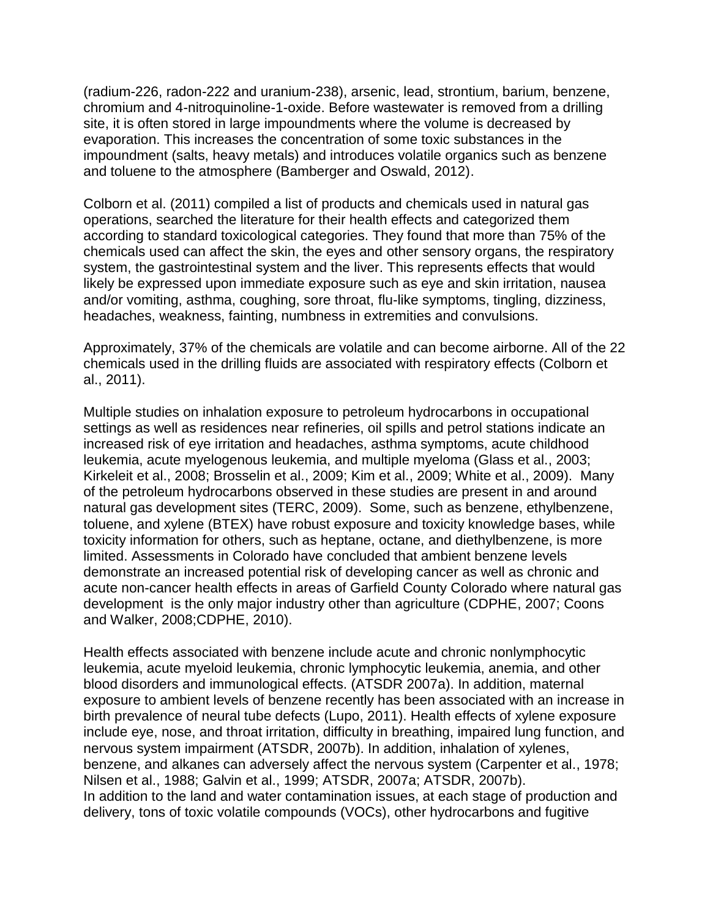(radium-226, radon-222 and uranium-238), arsenic, lead, strontium, barium, benzene, chromium and 4-nitroquinoline-1-oxide. Before wastewater is removed from a drilling site, it is often stored in large impoundments where the volume is decreased by evaporation. This increases the concentration of some toxic substances in the impoundment (salts, heavy metals) and introduces volatile organics such as benzene and toluene to the atmosphere (Bamberger and Oswald, 2012).

Colborn et al. (2011) compiled a list of products and chemicals used in natural gas operations, searched the literature for their health effects and categorized them according to standard toxicological categories. They found that more than 75% of the chemicals used can affect the skin, the eyes and other sensory organs, the respiratory system, the gastrointestinal system and the liver. This represents effects that would likely be expressed upon immediate exposure such as eye and skin irritation, nausea and/or vomiting, asthma, coughing, sore throat, flu-like symptoms, tingling, dizziness, headaches, weakness, fainting, numbness in extremities and convulsions.

Approximately, 37% of the chemicals are volatile and can become airborne. All of the 22 chemicals used in the drilling fluids are associated with respiratory effects (Colborn et al., 2011).

Multiple studies on inhalation exposure to petroleum hydrocarbons in occupational settings as well as residences near refineries, oil spills and petrol stations indicate an increased risk of eye irritation and headaches, asthma symptoms, acute childhood leukemia, acute myelogenous leukemia, and multiple myeloma (Glass et al., 2003; Kirkeleit et al., 2008; Brosselin et al., 2009; Kim et al., 2009; White et al., 2009). Many of the petroleum hydrocarbons observed in these studies are present in and around natural gas development sites (TERC, 2009). Some, such as benzene, ethylbenzene, toluene, and xylene (BTEX) have robust exposure and toxicity knowledge bases, while toxicity information for others, such as heptane, octane, and diethylbenzene, is more limited. Assessments in Colorado have concluded that ambient benzene levels demonstrate an increased potential risk of developing cancer as well as chronic and acute non-cancer health effects in areas of Garfield County Colorado where natural gas development is the only major industry other than agriculture (CDPHE, 2007; Coons and Walker, 2008;CDPHE, 2010).

Health effects associated with benzene include acute and chronic nonlymphocytic leukemia, acute myeloid leukemia, chronic lymphocytic leukemia, anemia, and other blood disorders and immunological effects. (ATSDR 2007a). In addition, maternal exposure to ambient levels of benzene recently has been associated with an increase in birth prevalence of neural tube defects (Lupo, 2011). Health effects of xylene exposure include eye, nose, and throat irritation, difficulty in breathing, impaired lung function, and nervous system impairment (ATSDR, 2007b). In addition, inhalation of xylenes, benzene, and alkanes can adversely affect the nervous system (Carpenter et al., 1978; Nilsen et al., 1988; Galvin et al., 1999; ATSDR, 2007a; ATSDR, 2007b).
In addition to the land and water contamination issues, at each stage of production and delivery, tons of toxic volatile compounds (VOCs), other hydrocarbons and fugitive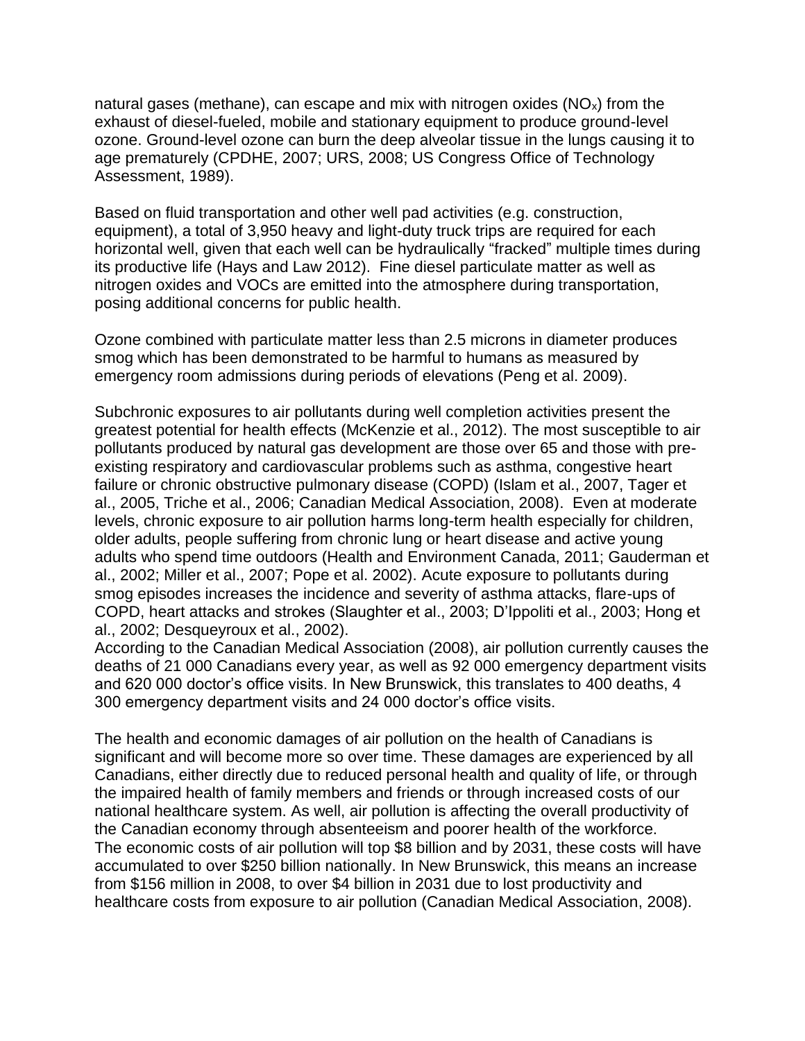natural gases (methane), can escape and mix with nitrogen oxides ($NO_x$) from the exhaust of diesel-fueled, mobile and stationary equipment to produce ground-level ozone. Ground-level ozone can burn the deep alveolar tissue in the lungs causing it to age prematurely (CPDHE, 2007; URS, 2008; US Congress Office of Technology Assessment, 1989).

Based on fluid transportation and other well pad activities (e.g. construction, equipment), a total of 3,950 heavy and light-duty truck trips are required for each horizontal well, given that each well can be hydraulically "fracked" multiple times during its productive life (Hays and Law 2012). Fine diesel particulate matter as well as nitrogen oxides and VOCs are emitted into the atmosphere during transportation, posing additional concerns for public health.

Ozone combined with particulate matter less than 2.5 microns in diameter produces smog which has been demonstrated to be harmful to humans as measured by emergency room admissions during periods of elevations (Peng et al. 2009).

Subchronic exposures to air pollutants during well completion activities present the greatest potential for health effects (McKenzie et al., 2012). The most susceptible to air pollutants produced by natural gas development are those over 65 and those with pre-existing respiratory and cardiovascular problems such as asthma, congestive heart failure or chronic obstructive pulmonary disease (COPD) (Islam et al., 2007, Tager et al., 2005, Triche et al., 2006; Canadian Medical Association, 2008). Even at moderate levels, chronic exposure to air pollution harms long-term health especially for children, older adults, people suffering from chronic lung or heart disease and active young adults who spend time outdoors (Health and Environment Canada, 2011; Gauderman et al., 2002; Miller et al., 2007; Pope et al. 2002). Acute exposure to pollutants during smog episodes increases the incidence and severity of asthma attacks, flare-ups of COPD, heart attacks and strokes (Slaughter et al., 2003; D'Ippoliti et al., 2003; Hong et al., 2002; Desqueyroux et al., 2002).
According to the Canadian Medical Association (2008), air pollution currently causes the deaths of 21 000 Canadians every year, as well as 92 000 emergency department visits and 620 000 doctor's office visits. In New Brunswick, this translates to 400 deaths, 4 300 emergency department visits and 24 000 doctor's office visits.

The health and economic damages of air pollution on the health of Canadians is significant and will become more so over time. These damages are experienced by all Canadians, either directly due to reduced personal health and quality of life, or through the impaired health of family members and friends or through increased costs of our national healthcare system. As well, air pollution is affecting the overall productivity of the Canadian economy through absenteeism and poorer health of the workforce.
The economic costs of air pollution will top $8 billion and by 2031, these costs will have accumulated to over $250 billion nationally. In New Brunswick, this means an increase from $156 million in 2008, to over $4 billion in 2031 due to lost productivity and healthcare costs from exposure to air pollution (Canadian Medical Association, 2008).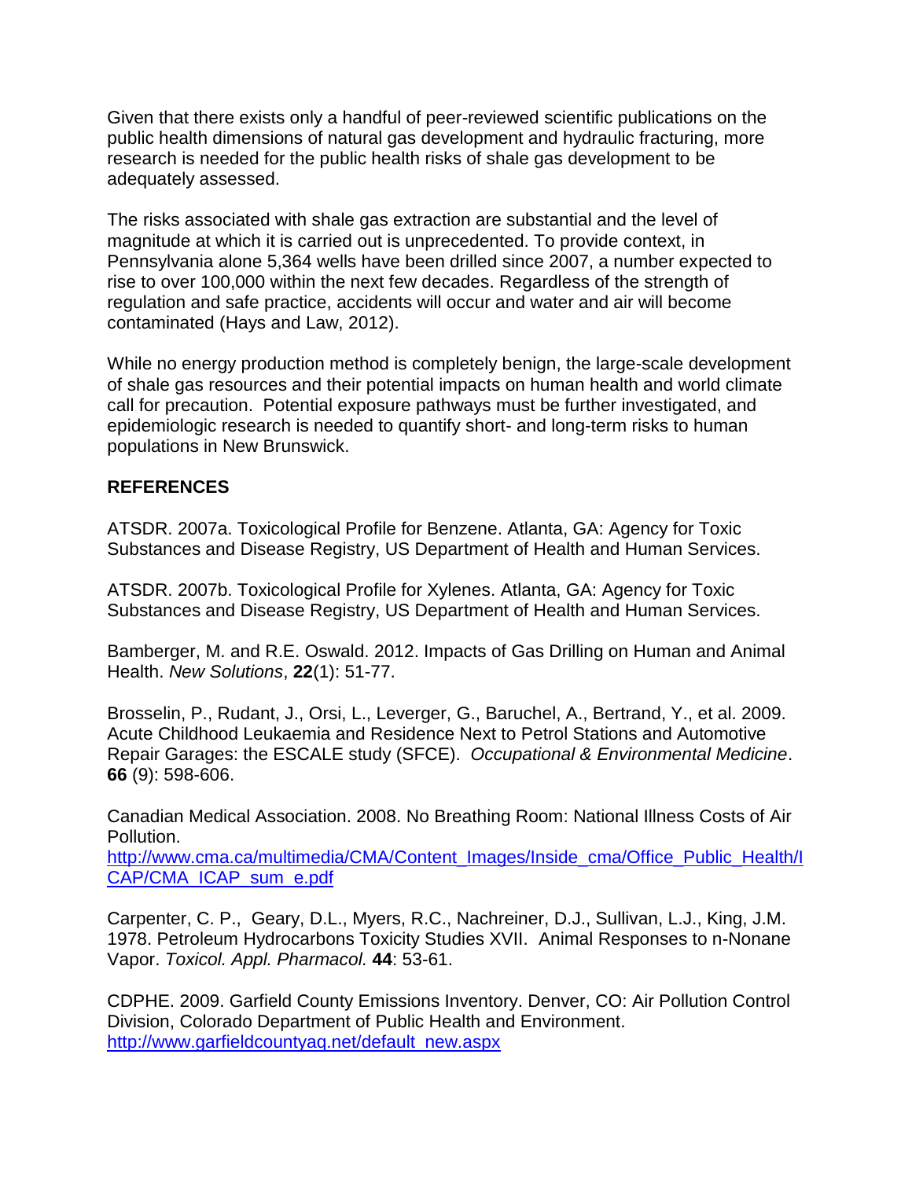Given that there exists only a handful of peer-reviewed scientific publications on the public health dimensions of natural gas development and hydraulic fracturing, more research is needed for the public health risks of shale gas development to be adequately assessed.

The risks associated with shale gas extraction are substantial and the level of magnitude at which it is carried out is unprecedented. To provide context, in Pennsylvania alone 5,364 wells have been drilled since 2007, a number expected to rise to over 100,000 within the next few decades. Regardless of the strength of regulation and safe practice, accidents will occur and water and air will become contaminated (Hays and Law, 2012).

While no energy production method is completely benign, the large-scale development of shale gas resources and their potential impacts on human health and world climate call for precaution. Potential exposure pathways must be further investigated, and epidemiologic research is needed to quantify short- and long-term risks to human populations in New Brunswick.

## REFERENCES

ATSDR. 2007a. Toxicological Profile for Benzene. Atlanta, GA: Agency for Toxic Substances and Disease Registry, US Department of Health and Human Services.

ATSDR. 2007b. Toxicological Profile for Xylenes. Atlanta, GA: Agency for Toxic Substances and Disease Registry, US Department of Health and Human Services.

Bamberger, M. and R.E. Oswald. 2012. Impacts of Gas Drilling on Human and Animal Health. *New Solutions*, **22**(1): 51-77.

Brosselin, P., Rudant, J., Orsi, L., Leverger, G., Baruchel, A., Bertrand, Y., et al. 2009. Acute Childhood Leukaemia and Residence Next to Petrol Stations and Automotive Repair Garages: the ESCALE study (SFCE). *Occupational & Environmental Medicine*. **66** (9): 598-606.

Canadian Medical Association. 2008. No Breathing Room: National Illness Costs of Air Pollution.
http://www.cma.ca/multimedia/CMA/Content_Images/Inside_cma/Office_Public_Health/ICAP/CMA_ICAP_sum_e.pdf

Carpenter, C. P., Geary, D.L., Myers, R.C., Nachreiner, D.J., Sullivan, L.J., King, J.M. 1978. Petroleum Hydrocarbons Toxicity Studies XVII. Animal Responses to n-Nonane Vapor. *Toxicol. Appl. Pharmacol.* **44**: 53-61.

CDPHE. 2009. Garfield County Emissions Inventory. Denver, CO: Air Pollution Control Division, Colorado Department of Public Health and Environment.
http://www.garfieldcountyaq.net/default_new.aspx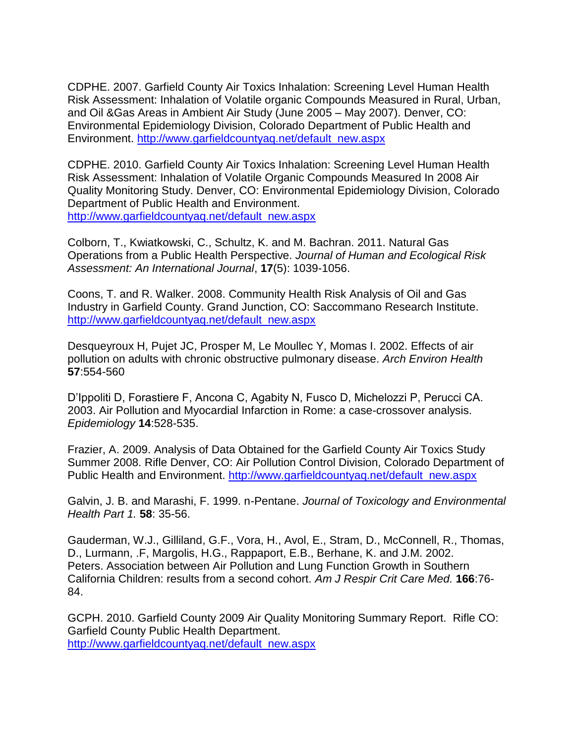CDPHE. 2007. Garfield County Air Toxics Inhalation: Screening Level Human Health Risk Assessment: Inhalation of Volatile organic Compounds Measured in Rural, Urban, and Oil &Gas Areas in Ambient Air Study (June 2005 – May 2007). Denver, CO: Environmental Epidemiology Division, Colorado Department of Public Health and Environment. http://www.garfieldcountyaq.net/default_new.aspx

CDPHE. 2010. Garfield County Air Toxics Inhalation: Screening Level Human Health Risk Assessment: Inhalation of Volatile Organic Compounds Measured In 2008 Air Quality Monitoring Study. Denver, CO: Environmental Epidemiology Division, Colorado Department of Public Health and Environment. http://www.garfieldcountyaq.net/default_new.aspx

Colborn, T., Kwiatkowski, C., Schultz, K. and M. Bachran. 2011. Natural Gas Operations from a Public Health Perspective. *Journal of Human and Ecological Risk Assessment: An International Journal*, **17**(5): 1039-1056.

Coons, T. and R. Walker. 2008. Community Health Risk Analysis of Oil and Gas Industry in Garfield County. Grand Junction, CO: Saccommano Research Institute. http://www.garfieldcountyaq.net/default_new.aspx

Desqueyroux H, Pujet JC, Prosper M, Le Moullec Y, Momas I. 2002. Effects of air pollution on adults with chronic obstructive pulmonary disease. *Arch Environ Health* **57**:554-560

D'Ippoliti D, Forastiere F, Ancona C, Agabity N, Fusco D, Michelozzi P, Perucci CA. 2003. Air Pollution and Myocardial Infarction in Rome: a case-crossover analysis. *Epidemiology* **14**:528-535.

Frazier, A. 2009. Analysis of Data Obtained for the Garfield County Air Toxics Study Summer 2008. Rifle Denver, CO: Air Pollution Control Division, Colorado Department of Public Health and Environment. http://www.garfieldcountyaq.net/default_new.aspx

Galvin, J. B. and Marashi, F. 1999. n-Pentane. *Journal of Toxicology and Environmental Health Part 1.* **58**: 35-56.

Gauderman, W.J., Gilliland, G.F., Vora, H., Avol, E., Stram, D., McConnell, R., Thomas, D., Lurmann, .F, Margolis, H.G., Rappaport, E.B., Berhane, K. and J.M. 2002. Peters. Association between Air Pollution and Lung Function Growth in Southern California Children: results from a second cohort. *Am J Respir Crit Care Med.* **166**:76-84.

GCPH. 2010. Garfield County 2009 Air Quality Monitoring Summary Report. Rifle CO: Garfield County Public Health Department. http://www.garfieldcountyaq.net/default_new.aspx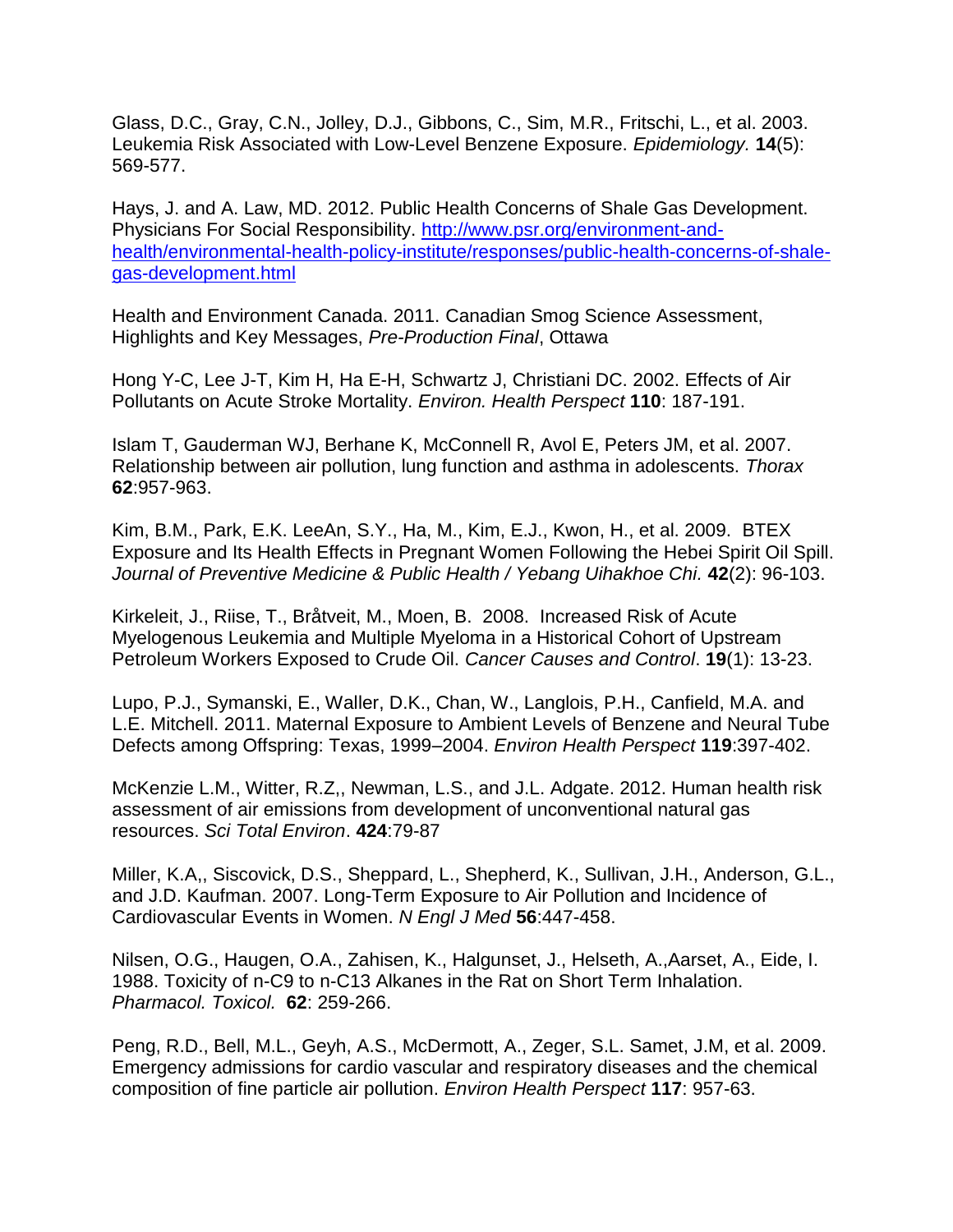Glass, D.C., Gray, C.N., Jolley, D.J., Gibbons, C., Sim, M.R., Fritschi, L., et al. 2003. Leukemia Risk Associated with Low-Level Benzene Exposure. *Epidemiology.* **14**(5): 569-577.

Hays, J. and A. Law, MD. 2012. Public Health Concerns of Shale Gas Development. Physicians For Social Responsibility. [http://www.psr.org/environment-and-health/environmental-health-policy-institute/responses/public-health-concerns-of-shale-gas-development.html](http://www.psr.org/environment-and-health/environmental-health-policy-institute/responses/public-health-concerns-of-shale-gas-development.html)

Health and Environment Canada. 2011. Canadian Smog Science Assessment, Highlights and Key Messages, *Pre-Production Final*, Ottawa

Hong Y-C, Lee J-T, Kim H, Ha E-H, Schwartz J, Christiani DC. 2002. Effects of Air Pollutants on Acute Stroke Mortality. *Environ. Health Perspect* **110**: 187-191.

Islam T, Gauderman WJ, Berhane K, McConnell R, Avol E, Peters JM, et al. 2007. Relationship between air pollution, lung function and asthma in adolescents. *Thorax* **62**:957-963.

Kim, B.M., Park, E.K. LeeAn, S.Y., Ha, M., Kim, E.J., Kwon, H., et al. 2009. BTEX Exposure and Its Health Effects in Pregnant Women Following the Hebei Spirit Oil Spill. *Journal of Preventive Medicine & Public Health / Yebang Uihakhoe Chi.* **42**(2): 96-103.

Kirkeleit, J., Riise, T., Bråtveit, M., Moen, B. 2008. Increased Risk of Acute Myelogenous Leukemia and Multiple Myeloma in a Historical Cohort of Upstream Petroleum Workers Exposed to Crude Oil. *Cancer Causes and Control*. **19**(1): 13-23.

Lupo, P.J., Symanski, E., Waller, D.K., Chan, W., Langlois, P.H., Canfield, M.A. and L.E. Mitchell. 2011. Maternal Exposure to Ambient Levels of Benzene and Neural Tube Defects among Offspring: Texas, 1999–2004. *Environ Health Perspect* **119**:397-402.

McKenzie L.M., Witter, R.Z,, Newman, L.S., and J.L. Adgate. 2012. Human health risk assessment of air emissions from development of unconventional natural gas resources. *Sci Total Environ*. **424**:79-87

Miller, K.A,, Siscovick, D.S., Sheppard, L., Shepherd, K., Sullivan, J.H., Anderson, G.L., and J.D. Kaufman. 2007. Long-Term Exposure to Air Pollution and Incidence of Cardiovascular Events in Women. *N Engl J Med* **56**:447-458.

Nilsen, O.G., Haugen, O.A., Zahisen, K., Halgunset, J., Helseth, A.,Aarset, A., Eide, I. 1988. Toxicity of n-C9 to n-C13 Alkanes in the Rat on Short Term Inhalation. *Pharmacol. Toxicol.* **62**: 259-266.

Peng, R.D., Bell, M.L., Geyh, A.S., McDermott, A., Zeger, S.L. Samet, J.M, et al. 2009. Emergency admissions for cardio vascular and respiratory diseases and the chemical composition of fine particle air pollution. *Environ Health Perspect* **117**: 957-63.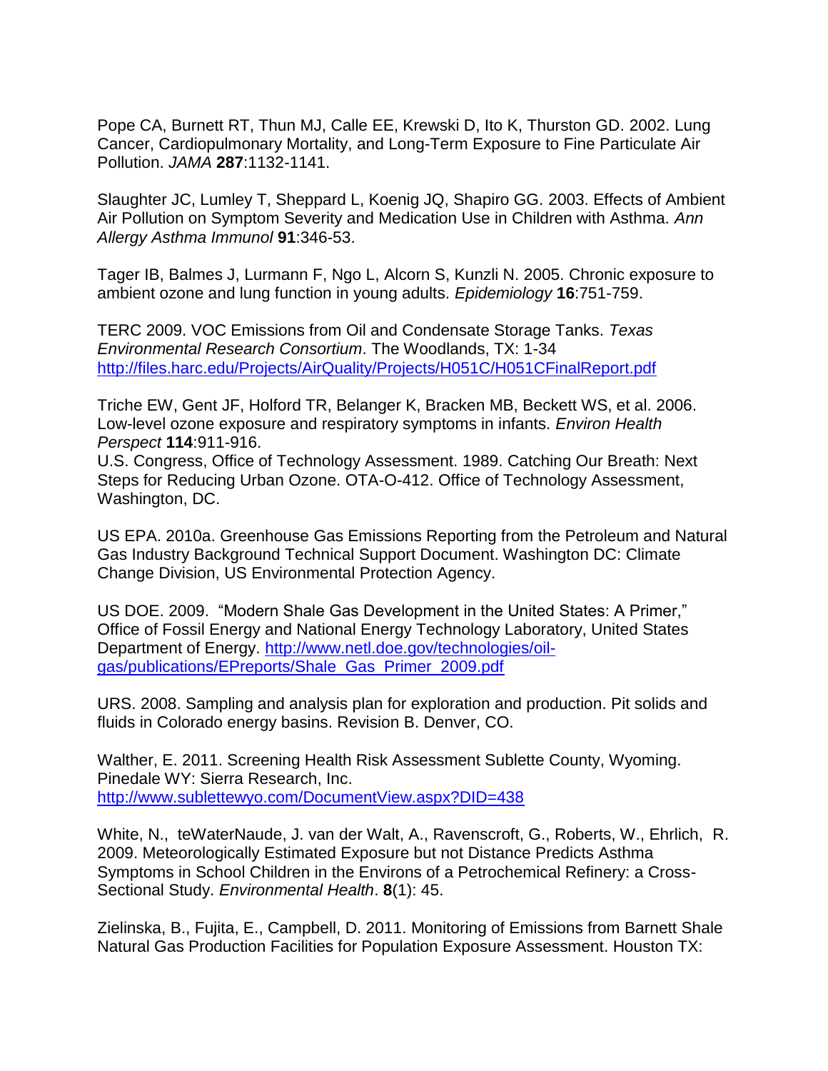Pope CA, Burnett RT, Thun MJ, Calle EE, Krewski D, Ito K, Thurston GD. 2002. Lung Cancer, Cardiopulmonary Mortality, and Long-Term Exposure to Fine Particulate Air Pollution. *JAMA* **287**:1132-1141.

Slaughter JC, Lumley T, Sheppard L, Koenig JQ, Shapiro GG. 2003. Effects of Ambient Air Pollution on Symptom Severity and Medication Use in Children with Asthma. *Ann Allergy Asthma Immunol* **91**:346-53.

Tager IB, Balmes J, Lurmann F, Ngo L, Alcorn S, Kunzli N. 2005. Chronic exposure to ambient ozone and lung function in young adults. *Epidemiology* **16**:751-759.

TERC 2009. VOC Emissions from Oil and Condensate Storage Tanks. *Texas Environmental Research Consortium*. The Woodlands, TX: 1-34 http://files.harc.edu/Projects/AirQuality/Projects/H051C/H051CFinalReport.pdf

Triche EW, Gent JF, Holford TR, Belanger K, Bracken MB, Beckett WS, et al. 2006. Low-level ozone exposure and respiratory symptoms in infants. *Environ Health Perspect* **114**:911-916.
U.S. Congress, Office of Technology Assessment. 1989. Catching Our Breath: Next Steps for Reducing Urban Ozone. OTA-O-412. Office of Technology Assessment, Washington, DC.

US EPA. 2010a. Greenhouse Gas Emissions Reporting from the Petroleum and Natural Gas Industry Background Technical Support Document. Washington DC: Climate Change Division, US Environmental Protection Agency.

US DOE. 2009. "Modern Shale Gas Development in the United States: A Primer," Office of Fossil Energy and National Energy Technology Laboratory, United States Department of Energy. http://www.netl.doe.gov/technologies/oil-gas/publications/EPreports/Shale_Gas_Primer_2009.pdf

URS. 2008. Sampling and analysis plan for exploration and production. Pit solids and fluids in Colorado energy basins. Revision B. Denver, CO.

Walther, E. 2011. Screening Health Risk Assessment Sublette County, Wyoming. Pinedale WY: Sierra Research, Inc. http://www.sublettewyo.com/DocumentView.aspx?DID=438

White, N., teWaterNaude, J. van der Walt, A., Ravenscroft, G., Roberts, W., Ehrlich, R. 2009. Meteorologically Estimated Exposure but not Distance Predicts Asthma Symptoms in School Children in the Environs of a Petrochemical Refinery: a Cross-Sectional Study. *Environmental Health*. **8**(1): 45.

Zielinska, B., Fujita, E., Campbell, D. 2011. Monitoring of Emissions from Barnett Shale Natural Gas Production Facilities for Population Exposure Assessment. Houston TX: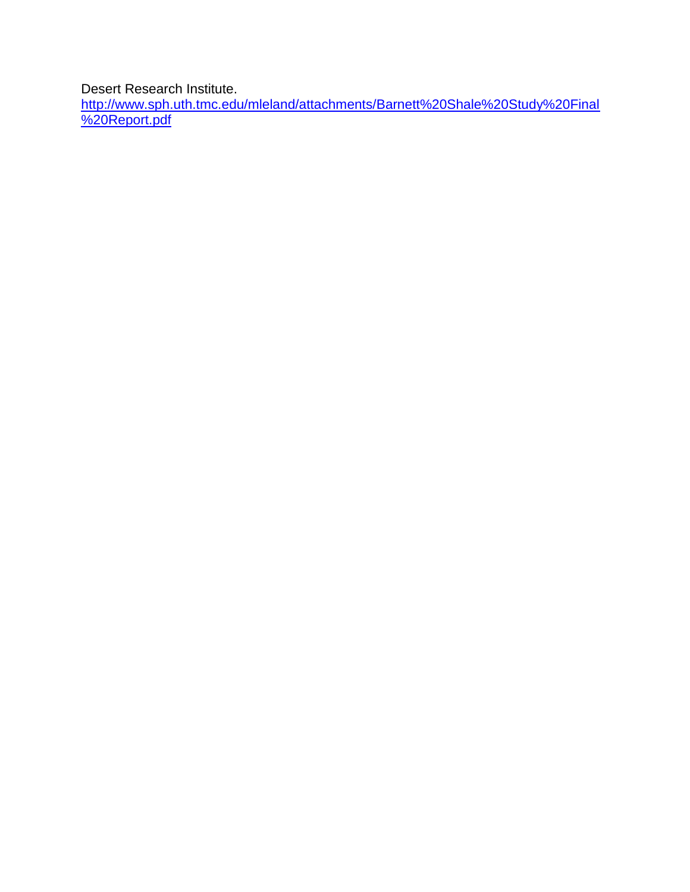Desert Research Institute.
http://www.sph.uth.tmc.edu/mleland/attachments/Barnett%20Shale%20Study%20Final%20Report.pdf